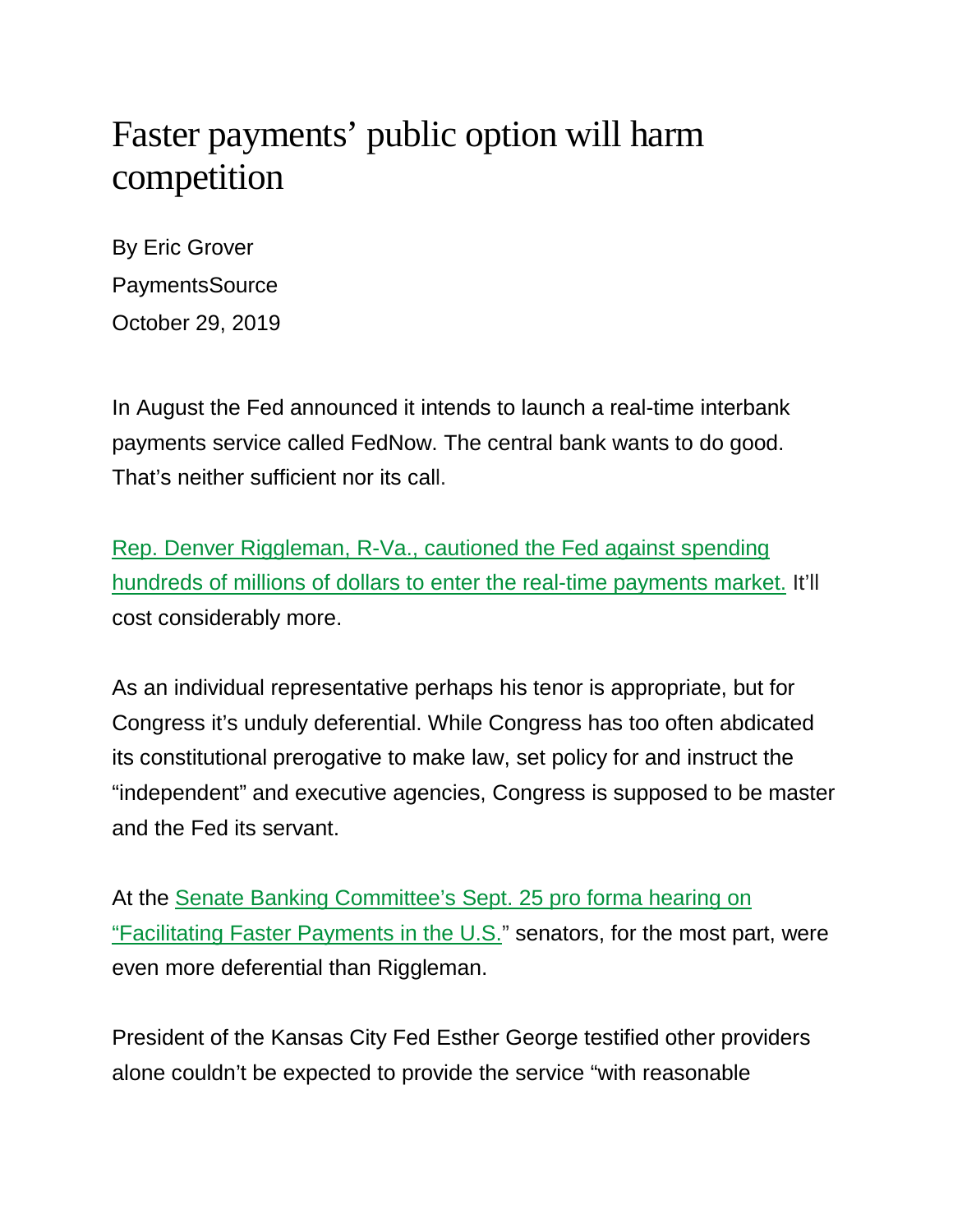# Faster payments' public option will harm competition

By Eric Grover

PaymentsSource

October 29, 2019

In August the Fed announced it intends to launch a real-time interbank payments service called FedNow. The central bank wants to do good. That's neither sufficient nor its call.

Rep. Denver Riggleman, R-Va., cautioned the Fed against spending hundreds of millions of dollars to enter the real-time payments market. It'll cost considerably more.

As an individual representative perhaps his tenor is appropriate, but for Congress it's unduly deferential. While Congress has too often abdicated its constitutional prerogative to make law, set policy for and instruct the "independent" and executive agencies, Congress is supposed to be master and the Fed its servant.

At the Senate Banking Committee's Sept. 25 pro forma hearing on "Facilitating Faster Payments in the U.S." senators, for the most part, were even more deferential than Riggleman.

President of the Kansas City Fed Esther George testified other providers alone couldn't be expected to provide the service "with reasonable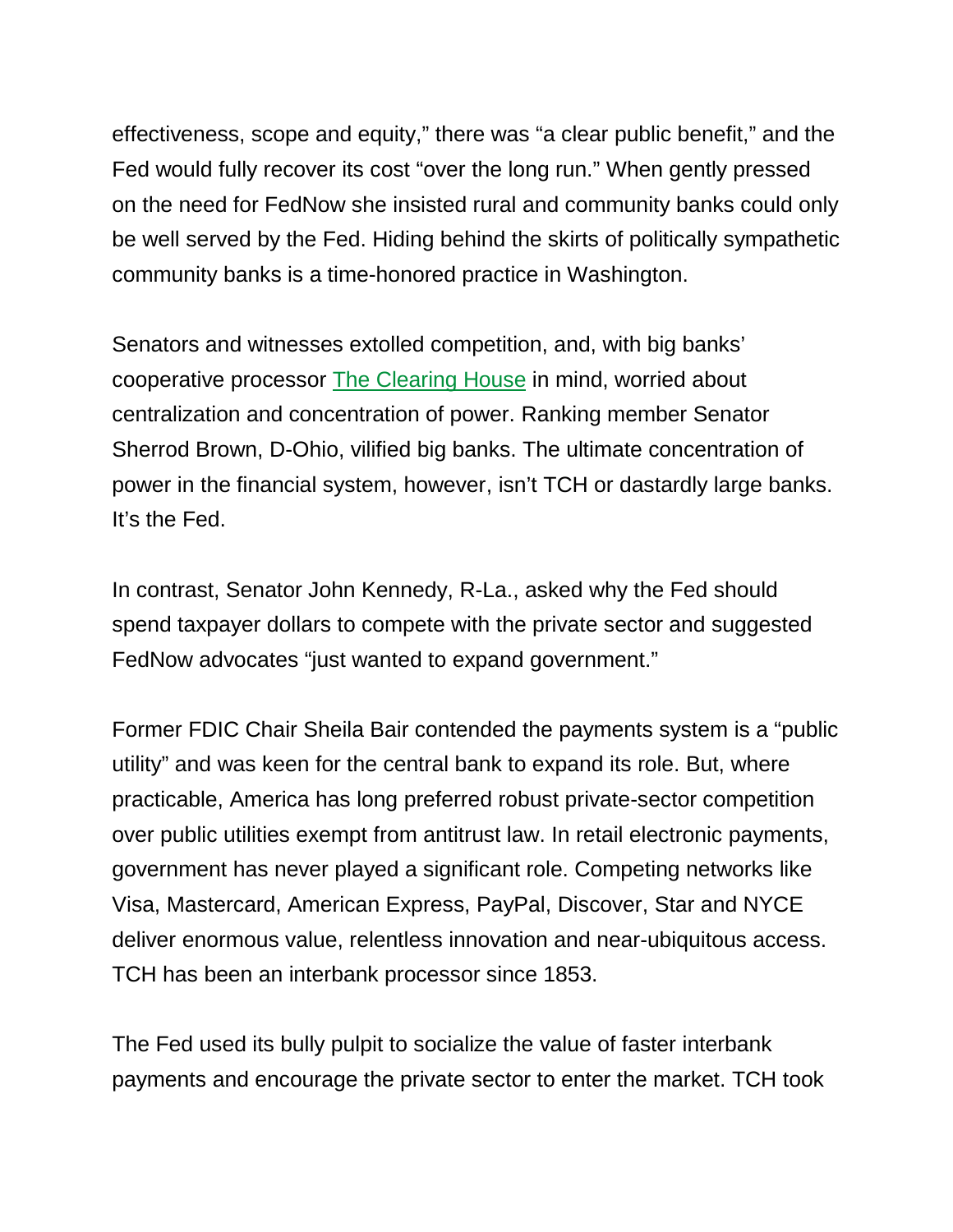effectiveness, scope and equity," there was "a clear public benefit," and the Fed would fully recover its cost "over the long run." When gently pressed on the need for FedNow she insisted rural and community banks could only be well served by the Fed. Hiding behind the skirts of politically sympathetic community banks is a time-honored practice in Washington.

Senators and witnesses extolled competition, and, with big banks' cooperative processor The Clearing House in mind, worried about centralization and concentration of power. Ranking member Senator Sherrod Brown, D-Ohio, vilified big banks. The ultimate concentration of power in the financial system, however, isn't TCH or dastardly large banks. It's the Fed.

In contrast, Senator John Kennedy, R-La., asked why the Fed should spend taxpayer dollars to compete with the private sector and suggested FedNow advocates "just wanted to expand government."

Former FDIC Chair Sheila Bair contended the payments system is a "public utility" and was keen for the central bank to expand its role. But, where practicable, America has long preferred robust private-sector competition over public utilities exempt from antitrust law. In retail electronic payments, government has never played a significant role. Competing networks like Visa, Mastercard, American Express, PayPal, Discover, Star and NYCE deliver enormous value, relentless innovation and near-ubiquitous access. TCH has been an interbank processor since 1853.

The Fed used its bully pulpit to socialize the value of faster interbank payments and encourage the private sector to enter the market. TCH took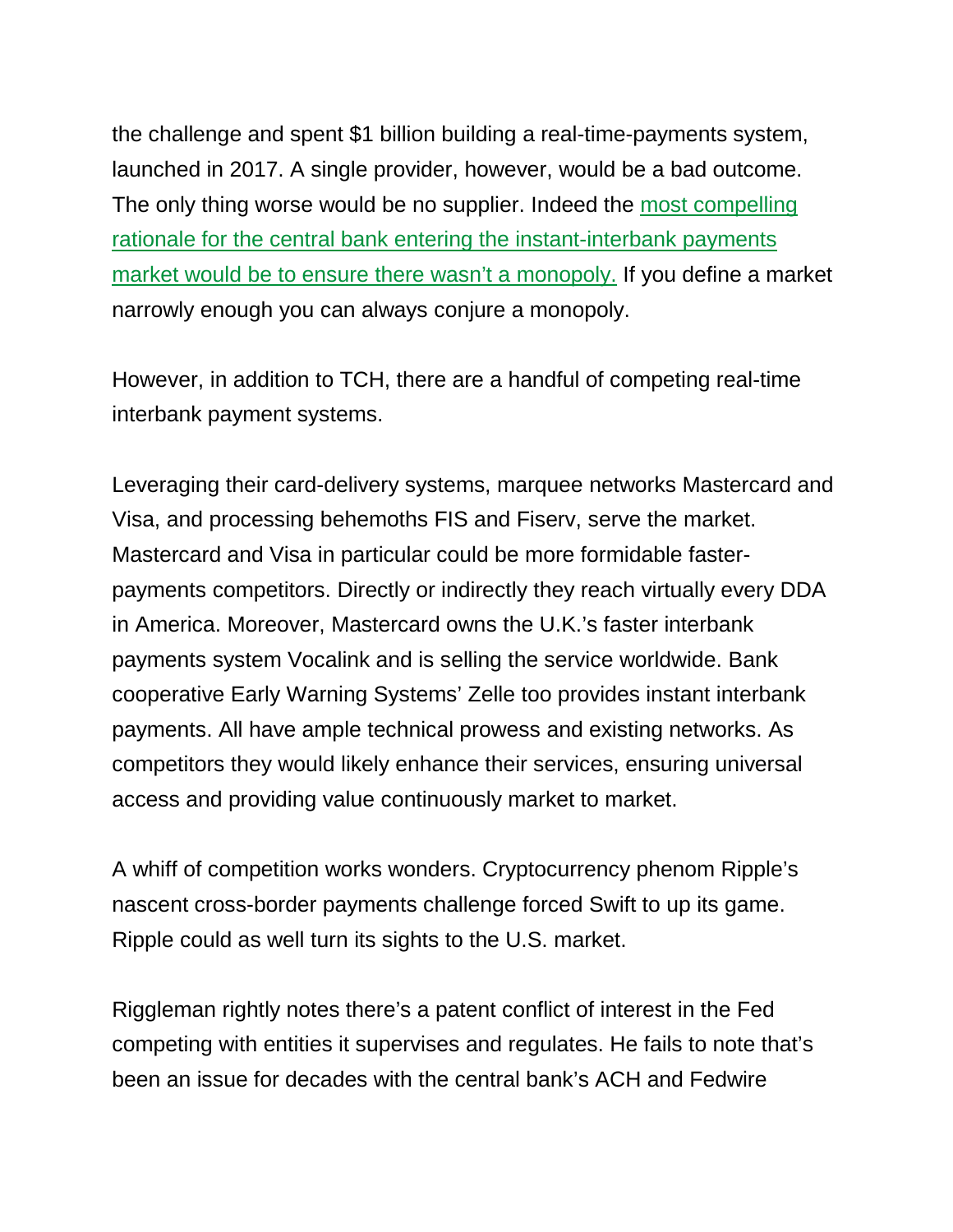the challenge and spent $1 billion building a real-time-payments system, launched in 2017. A single provider, however, would be a bad outcome. The only thing worse would be no supplier. Indeed the most compelling rationale for the central bank entering the instant-interbank payments market would be to ensure there wasn't a monopoly. If you define a market narrowly enough you can always conjure a monopoly.

However, in addition to TCH, there are a handful of competing real-time interbank payment systems.

Leveraging their card-delivery systems, marquee networks Mastercard and Visa, and processing behemoths FIS and Fiserv, serve the market. Mastercard and Visa in particular could be more formidable faster-payments competitors. Directly or indirectly they reach virtually every DDA in America. Moreover, Mastercard owns the U.K.'s faster interbank payments system Vocalink and is selling the service worldwide. Bank cooperative Early Warning Systems' Zelle too provides instant interbank payments. All have ample technical prowess and existing networks. As competitors they would likely enhance their services, ensuring universal access and providing value continuously market to market.

A whiff of competition works wonders. Cryptocurrency phenom Ripple's nascent cross-border payments challenge forced Swift to up its game. Ripple could as well turn its sights to the U.S. market.

Riggleman rightly notes there's a patent conflict of interest in the Fed competing with entities it supervises and regulates. He fails to note that's been an issue for decades with the central bank's ACH and Fedwire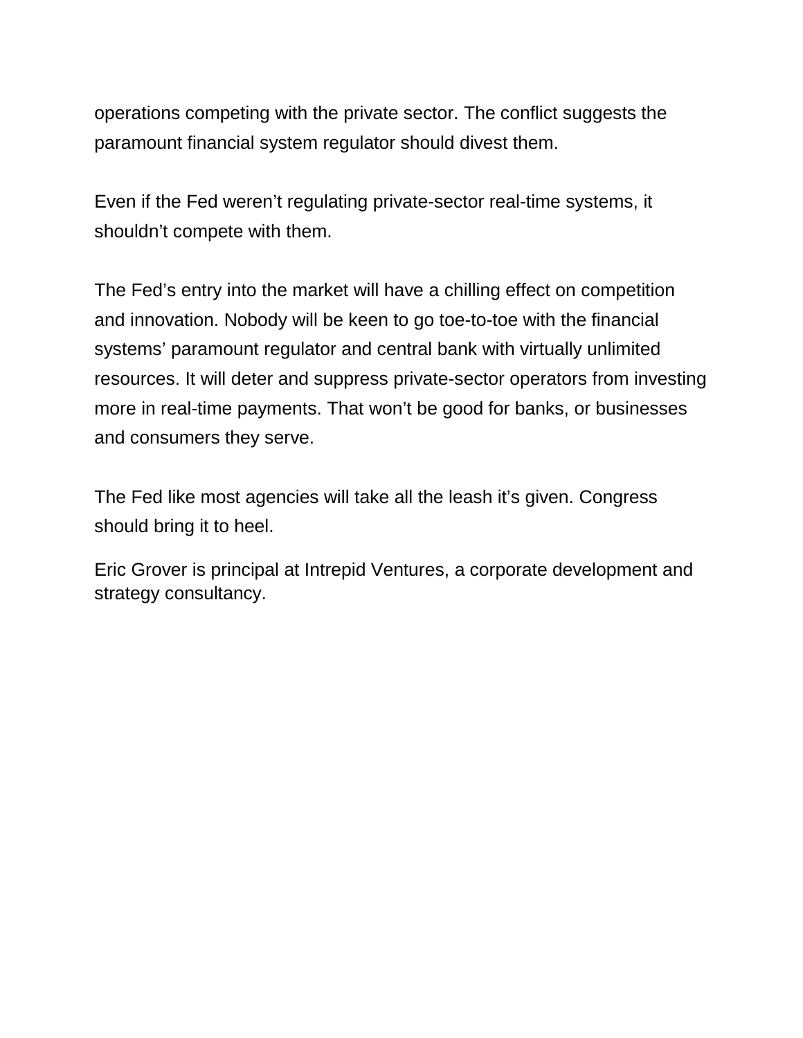operations competing with the private sector. The conflict suggests the paramount financial system regulator should divest them.

Even if the Fed weren't regulating private-sector real-time systems, it shouldn't compete with them.

The Fed's entry into the market will have a chilling effect on competition and innovation. Nobody will be keen to go toe-to-toe with the financial systems' paramount regulator and central bank with virtually unlimited resources. It will deter and suppress private-sector operators from investing more in real-time payments. That won't be good for banks, or businesses and consumers they serve.

The Fed like most agencies will take all the leash it's given. Congress should bring it to heel.

Eric Grover is principal at Intrepid Ventures, a corporate development and strategy consultancy.